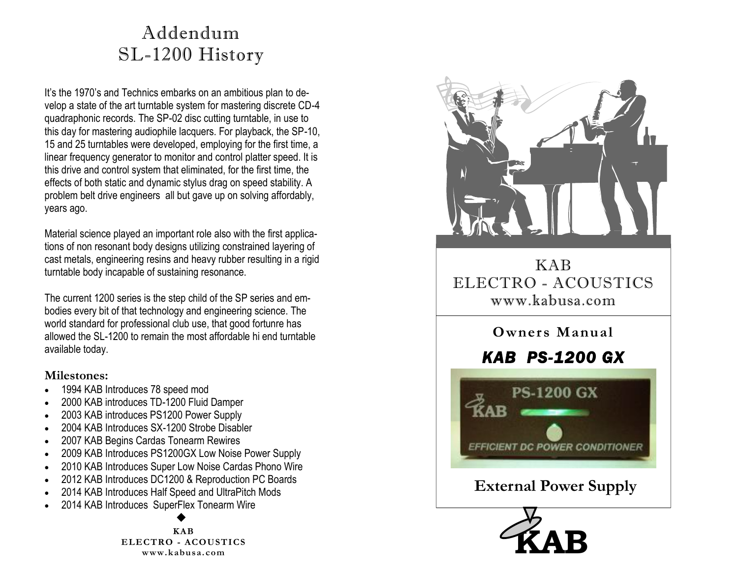# Addendum
# SL-1200 History

It's the 1970's and Technics embarks on an ambitious plan to develop a state of the art turntable system for mastering discrete CD-4 quadraphonic records. The SP-02 disc cutting turntable, in use to this day for mastering audiophile lacquers. For playback, the SP-10, 15 and 25 turntables were developed, employing for the first time, a linear frequency generator to monitor and control platter speed. It is this drive and control system that eliminated, for the first time, the effects of both static and dynamic stylus drag on speed stability. A problem belt drive engineers all but gave up on solving affordably, years ago.

Material science played an important role also with the first applications of non resonant body designs utilizing constrained layering of cast metals, engineering resins and heavy rubber resulting in a rigid turntable body incapable of sustaining resonance.

The current 1200 series is the step child of the SP series and embodies every bit of that technology and engineering science. The world standard for professional club use, that good fortunre has allowed the SL-1200 to remain the most affordable hi end turntable available today.

### Milestones:

- 1994 KAB Introduces 78 speed mod
- 2000 KAB introduces TD-1200 Fluid Damper
- 2003 KAB introduces PS1200 Power Supply
- 2004 KAB Introduces SX-1200 Strobe Disabler
- 2007 KAB Begins Cardas Tonearm Rewires
- 2009 KAB Introduces PS1200GX Low Noise Power Supply
- 2010 KAB Introduces Super Low Noise Cardas Phono Wire
- 2012 KAB Introduces DC1200 & Reproduction PC Boards
- 2014 KAB Introduces Half Speed and UltraPitch Mods
- 2014 KAB Introduces SuperFlex Tonearm Wire

◆

**KAB**
**ELECTRO - ACOUSTICS**
**www.kabusa.com**

KAB
ELECTRO - ACOUSTICS
www.kabusa.com

## Owners Manual

## *KAB PS-1200 GX*

PS-1200 GX
KAB
EFFICIENT DC POWER CONDITIONER

## External Power Supply

KAB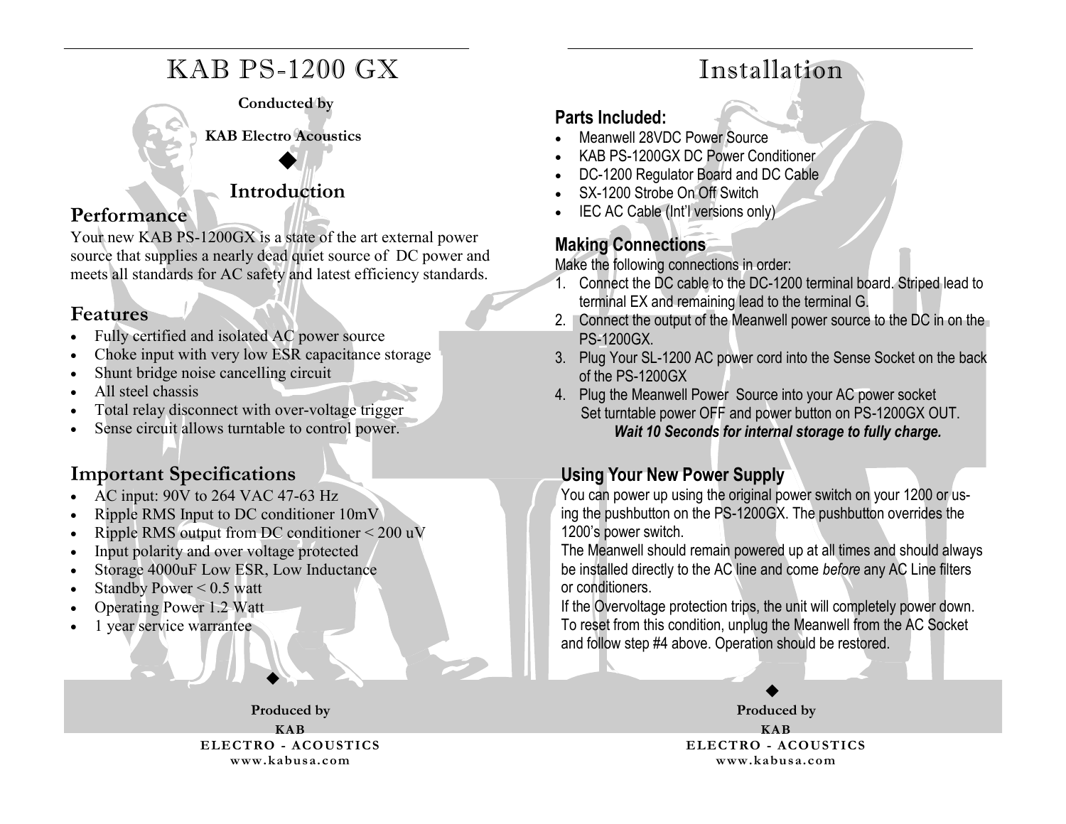# KAB PS-1200 GX

**Conducted by**

**KAB Electro Acoustics**

◆

## Introduction

### Performance

Your new KAB PS-1200GX is a state of the art external power source that supplies a nearly dead quiet source of DC power and meets all standards for AC safety and latest efficiency standards.

### Features

- Fully certified and isolated AC power source
- Choke input with very low ESR capacitance storage
- Shunt bridge noise cancelling circuit
- All steel chassis
- Total relay disconnect with over-voltage trigger
- Sense circuit allows turntable to control power.

### Important Specifications

- AC input: 90V to 264 VAC 47-63 Hz
- Ripple RMS Input to DC conditioner 10mV
- Ripple RMS output from DC conditioner < 200 uV
- Input polarity and over voltage protected
- Storage 4000uF Low ESR, Low Inductance
- Standby Power < 0.5 watt
- Operating Power 1.2 Watt
- 1 year service warrantee

◆

**Produced by**

**KAB**

**ELECTRO - ACOUSTICS**

**www.kabusa.com**

# Installation

### Parts Included:

- Meanwell 28VDC Power Source
- KAB PS-1200GX DC Power Conditioner
- DC-1200 Regulator Board and DC Cable
- SX-1200 Strobe On Off Switch
- IEC AC Cable (Int'l versions only)

### Making Connections

Make the following connections in order:

1. Connect the DC cable to the DC-1200 terminal board. Striped lead to terminal EX and remaining lead to the terminal G.
2. Connect the output of the Meanwell power source to the DC in on the PS-1200GX.
3. Plug Your SL-1200 AC power cord into the Sense Socket on the back of the PS-1200GX
4. Plug the Meanwell Power Source into your AC power socket
   Set turntable power OFF and power button on PS-1200GX OUT.
   ***Wait 10 Seconds for internal storage to fully charge.***

### Using Your New Power Supply

You can power up using the original power switch on your 1200 or using the pushbutton on the PS-1200GX. The pushbutton overrides the 1200's power switch.

The Meanwell should remain powered up at all times and should always be installed directly to the AC line and come *before* any AC Line filters or conditioners.

If the Overvoltage protection trips, the unit will completely power down. To reset from this condition, unplug the Meanwell from the AC Socket and follow step #4 above. Operation should be restored.

◆

**Produced by**

**KAB**

**ELECTRO - ACOUSTICS**

**www.kabusa.com**